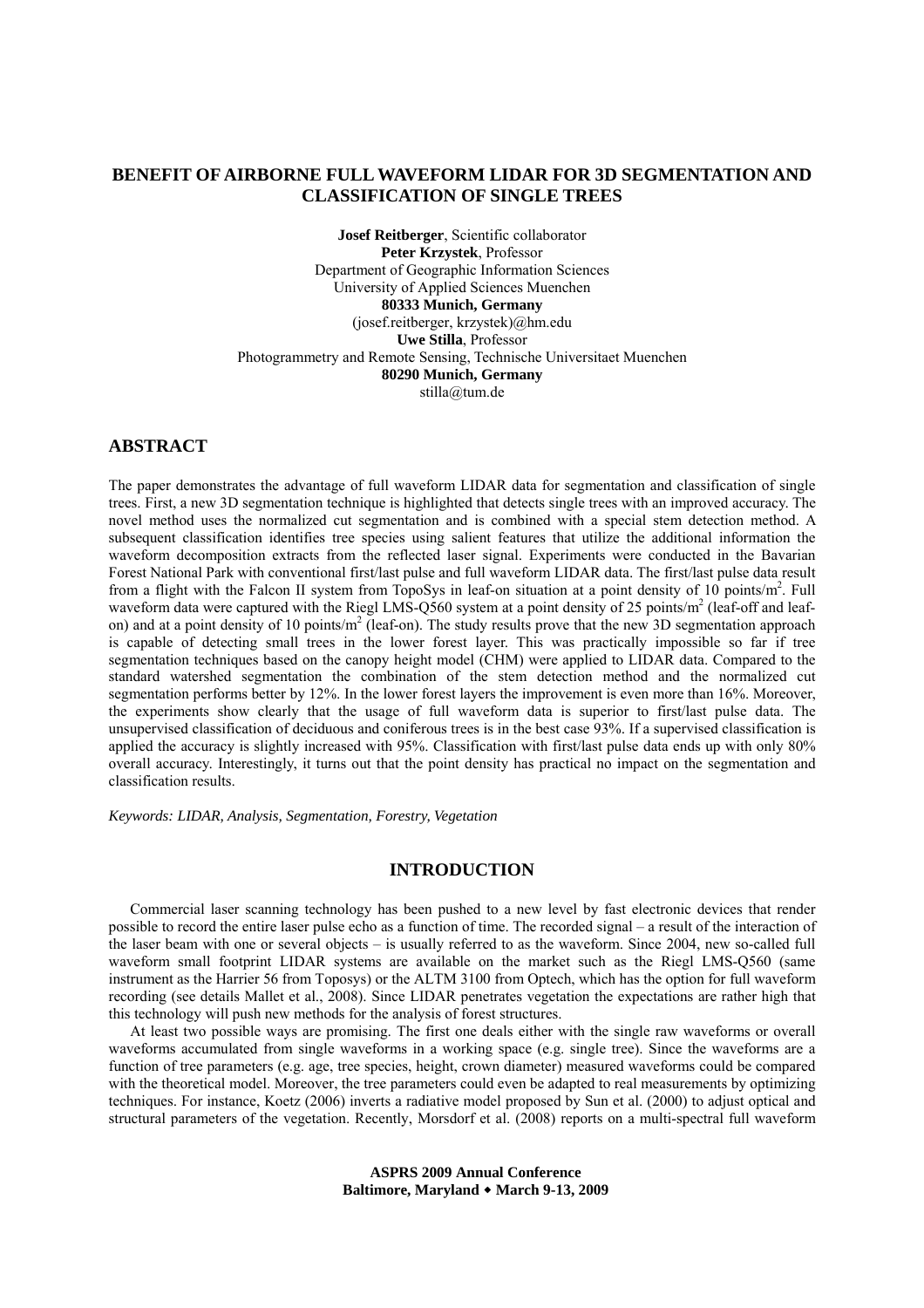# BENEFIT OF AIRBORNE FULL WAVEFORM LIDAR FOR 3D SEGMENTATION AND CLASSIFICATION OF SINGLE TREES

**Josef Reitberger**, Scientific collaborator
**Peter Krzystek**, Professor
Department of Geographic Information Sciences
University of Applied Sciences Muenchen
**80333 Munich, Germany**
(josef.reitberger, krzystek)@hm.edu
**Uwe Stilla**, Professor
Photogrammetry and Remote Sensing, Technische Universitaet Muenchen
**80290 Munich, Germany**
stilla@tum.de

## ABSTRACT

The paper demonstrates the advantage of full waveform LIDAR data for segmentation and classification of single trees. First, a new 3D segmentation technique is highlighted that detects single trees with an improved accuracy. The novel method uses the normalized cut segmentation and is combined with a special stem detection method. A subsequent classification identifies tree species using salient features that utilize the additional information the waveform decomposition extracts from the reflected laser signal. Experiments were conducted in the Bavarian Forest National Park with conventional first/last pulse and full waveform LIDAR data. The first/last pulse data result from a flight with the Falcon II system from TopoSys in leaf-on situation at a point density of 10 points/m$^2$. Full waveform data were captured with the Riegl LMS-Q560 system at a point density of 25 points/m$^2$ (leaf-off and leaf-on) and at a point density of 10 points/m$^2$ (leaf-on). The study results prove that the new 3D segmentation approach is capable of detecting small trees in the lower forest layer. This was practically impossible so far if tree segmentation techniques based on the canopy height model (CHM) were applied to LIDAR data. Compared to the standard watershed segmentation the combination of the stem detection method and the normalized cut segmentation performs better by 12%. In the lower forest layers the improvement is even more than 16%. Moreover, the experiments show clearly that the usage of full waveform data is superior to first/last pulse data. The unsupervised classification of deciduous and coniferous trees is in the best case 93%. If a supervised classification is applied the accuracy is slightly increased with 95%. Classification with first/last pulse data ends up with only 80% overall accuracy. Interestingly, it turns out that the point density has practical no impact on the segmentation and classification results.

*Keywords: LIDAR, Analysis, Segmentation, Forestry, Vegetation*

## INTRODUCTION

Commercial laser scanning technology has been pushed to a new level by fast electronic devices that render possible to record the entire laser pulse echo as a function of time. The recorded signal – a result of the interaction of the laser beam with one or several objects – is usually referred to as the waveform. Since 2004, new so-called full waveform small footprint LIDAR systems are available on the market such as the Riegl LMS-Q560 (same instrument as the Harrier 56 from Toposys) or the ALTM 3100 from Optech, which has the option for full waveform recording (see details Mallet et al., 2008). Since LIDAR penetrates vegetation the expectations are rather high that this technology will push new methods for the analysis of forest structures.

At least two possible ways are promising. The first one deals either with the single raw waveforms or overall waveforms accumulated from single waveforms in a working space (e.g. single tree). Since the waveforms are a function of tree parameters (e.g. age, tree species, height, crown diameter) measured waveforms could be compared with the theoretical model. Moreover, the tree parameters could even be adapted to real measurements by optimizing techniques. For instance, Koetz (2006) inverts a radiative model proposed by Sun et al. (2000) to adjust optical and structural parameters of the vegetation. Recently, Morsdorf et al. (2008) reports on a multi-spectral full waveform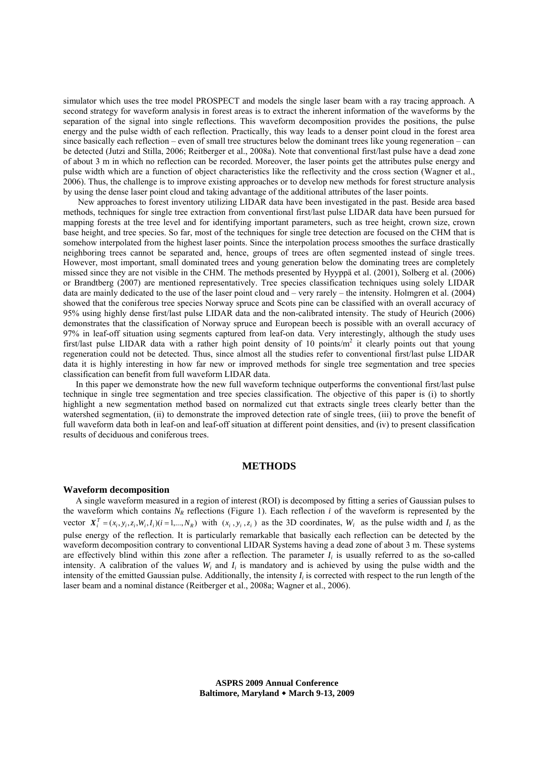simulator which uses the tree model PROSPECT and models the single laser beam with a ray tracing approach. A second strategy for waveform analysis in forest areas is to extract the inherent information of the waveforms by the separation of the signal into single reflections. This waveform decomposition provides the positions, the pulse energy and the pulse width of each reflection. Practically, this way leads to a denser point cloud in the forest area since basically each reflection – even of small tree structures below the dominant trees like young regeneration – can be detected (Jutzi and Stilla, 2006; Reitberger et al., 2008a). Note that conventional first/last pulse have a dead zone of about 3 m in which no reflection can be recorded. Moreover, the laser points get the attributes pulse energy and pulse width which are a function of object characteristics like the reflectivity and the cross section (Wagner et al., 2006). Thus, the challenge is to improve existing approaches or to develop new methods for forest structure analysis by using the dense laser point cloud and taking advantage of the additional attributes of the laser points.

New approaches to forest inventory utilizing LIDAR data have been investigated in the past. Beside area based methods, techniques for single tree extraction from conventional first/last pulse LIDAR data have been pursued for mapping forests at the tree level and for identifying important parameters, such as tree height, crown size, crown base height, and tree species. So far, most of the techniques for single tree detection are focused on the CHM that is somehow interpolated from the highest laser points. Since the interpolation process smoothes the surface drastically neighboring trees cannot be separated and, hence, groups of trees are often segmented instead of single trees. However, most important, small dominated trees and young generation below the dominating trees are completely missed since they are not visible in the CHM. The methods presented by Hyyppä et al. (2001), Solberg et al. (2006) or Brandtberg (2007) are mentioned representatively. Tree species classification techniques using solely LIDAR data are mainly dedicated to the use of the laser point cloud and – very rarely – the intensity. Holmgren et al. (2004) showed that the coniferous tree species Norway spruce and Scots pine can be classified with an overall accuracy of 95% using highly dense first/last pulse LIDAR data and the non-calibrated intensity. The study of Heurich (2006) demonstrates that the classification of Norway spruce and European beech is possible with an overall accuracy of 97% in leaf-off situation using segments captured from leaf-on data. Very interestingly, although the study uses first/last pulse LIDAR data with a rather high point density of 10 points/m$^2$ it clearly points out that young regeneration could not be detected. Thus, since almost all the studies refer to conventional first/last pulse LIDAR data it is highly interesting in how far new or improved methods for single tree segmentation and tree species classification can benefit from full waveform LIDAR data.

In this paper we demonstrate how the new full waveform technique outperforms the conventional first/last pulse technique in single tree segmentation and tree species classification. The objective of this paper is (i) to shortly highlight a new segmentation method based on normalized cut that extracts single trees clearly better than the watershed segmentation, (ii) to demonstrate the improved detection rate of single trees, (iii) to prove the benefit of full waveform data both in leaf-on and leaf-off situation at different point densities, and (iv) to present classification results of deciduous and coniferous trees.

## METHODS

### Waveform decomposition

A single waveform measured in a region of interest (ROI) is decomposed by fitting a series of Gaussian pulses to the waveform which contains $N_R$ reflections (Figure 1). Each reflection $i$ of the waveform is represented by the vector $\boldsymbol{X}_i^T = (x_i, y_i, z_i, W_i, I_i)(i = 1,...,N_R)$ with $(x_i, y_i, z_i)$ as the 3D coordinates, $W_i$ as the pulse width and $I_i$ as the pulse energy of the reflection. It is particularly remarkable that basically each reflection can be detected by the waveform decomposition contrary to conventional LIDAR Systems having a dead zone of about 3 m. These systems are effectively blind within this zone after a reflection. The parameter $I_i$ is usually referred to as the so-called intensity. A calibration of the values $W_i$ and $I_i$ is mandatory and is achieved by using the pulse width and the intensity of the emitted Gaussian pulse. Additionally, the intensity $I_i$ is corrected with respect to the run length of the laser beam and a nominal distance (Reitberger et al., 2008a; Wagner et al., 2006).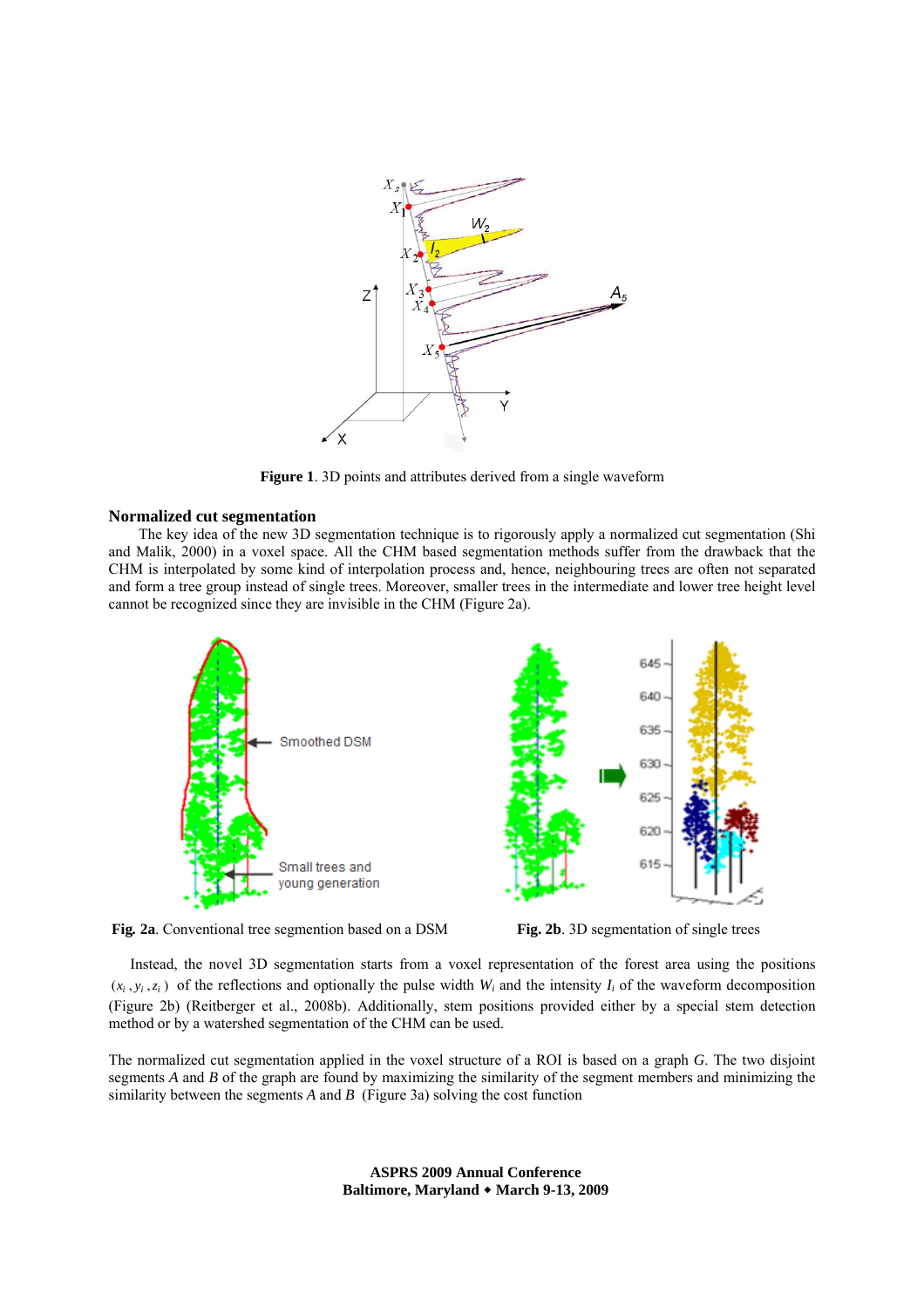**Figure 1**. 3D points and attributes derived from a single waveform

### Normalized cut segmentation

The key idea of the new 3D segmentation technique is to rigorously apply a normalized cut segmentation (Shi and Malik, 2000) in a voxel space. All the CHM based segmentation methods suffer from the drawback that the CHM is interpolated by some kind of interpolation process and, hence, neighbouring trees are often not separated and form a tree group instead of single trees. Moreover, smaller trees in the intermediate and lower tree height level cannot be recognized since they are invisible in the CHM (Figure 2a).

**Fig. 2a**. Conventional tree segmention based on a DSM

**Fig. 2b**. 3D segmentation of single trees

Instead, the novel 3D segmentation starts from a voxel representation of the forest area using the positions $(x_i, y_i, z_i)$ of the reflections and optionally the pulse width $W_i$ and the intensity $I_i$ of the waveform decomposition (Figure 2b) (Reitberger et al., 2008b). Additionally, stem positions provided either by a special stem detection method or by a watershed segmentation of the CHM can be used.

The normalized cut segmentation applied in the voxel structure of a ROI is based on a graph *G*. The two disjoint segments *A* and *B* of the graph are found by maximizing the similarity of the segment members and minimizing the similarity between the segments *A* and *B* (Figure 3a) solving the cost function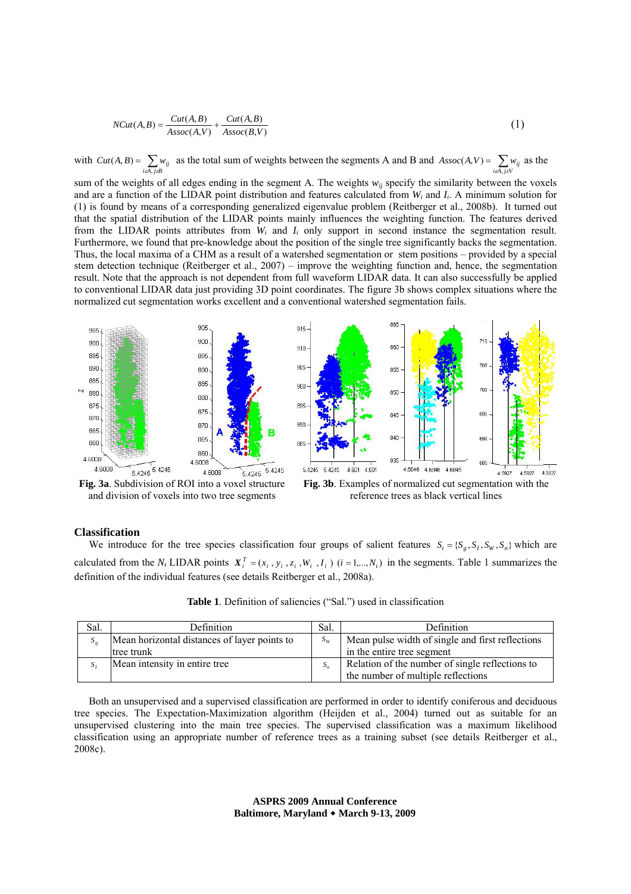$$NCut(A,B) = \frac{Cut(A,B)}{Assoc(A,V)} + \frac{Cut(A,B)}{Assoc(B,V)} \tag{1}$$

with $Cut(A,B) = \sum_{i \in A, j \in B} w_{ij}$ as the total sum of weights between the segments A and B and $Assoc(A,V) = \sum_{i \in A, j \in V} w_{ij}$ as the sum of the weights of all edges ending in the segment A. The weights $w_{ij}$ specify the similarity between the voxels and are a function of the LIDAR point distribution and features calculated from $W_i$ and $I_i$. A minimum solution for (1) is found by means of a corresponding generalized eigenvalue problem (Reitberger et al., 2008b). It turned out that the spatial distribution of the LIDAR points mainly influences the weighting function. The features derived from the LIDAR points attributes from $W_i$ and $I_i$ only support in second instance the segmentation result. Furthermore, we found that pre-knowledge about the position of the single tree significantly backs the segmentation. Thus, the local maxima of a CHM as a result of a watershed segmentation or stem positions – provided by a special stem detection technique (Reitberger et al., 2007) – improve the weighting function and, hence, the segmentation result. Note that the approach is not dependent from full waveform LIDAR data. It can also successfully be applied to conventional LIDAR data just providing 3D point coordinates. The figure 3b shows complex situations where the normalized cut segmentation works excellent and a conventional watershed segmentation fails.

**Fig. 3a**. Subdivision of ROI into a voxel structure and division of voxels into two tree segments

**Fig. 3b**. Examples of normalized cut segmentation with the reference trees as black vertical lines

## Classification

We introduce for the tree species classification four groups of salient features $S_t = \{S_g, S_I, S_W, S_n\}$ which are calculated from the $N_t$ LIDAR points $\boldsymbol{X}_i^T = (x_i, y_i, z_i, W_i, I_i)$ $(i = 1, ..., N_t)$ in the segments. Table 1 summarizes the definition of the individual features (see details Reitberger et al., 2008a).

**Table 1**. Definition of saliencies ("Sal.") used in classification

| Sal. | Definition | Sal. | Definition |
|---|---|---|---|
| $S_g$ | Mean horizontal distances of layer points to tree trunk | $S_W$ | Mean pulse width of single and first reflections in the entire tree segment |
| $S_I$ | Mean intensity in entire tree | $S_n$ | Relation of the number of single reflections to the number of multiple reflections |

Both an unsupervised and a supervised classification are performed in order to identify coniferous and deciduous tree species. The Expectation-Maximization algorithm (Heijden et al., 2004) turned out as suitable for an unsupervised clustering into the main tree species. The supervised classification was a maximum likelihood classification using an appropriate number of reference trees as a training subset (see details Reitberger et al., 2008c).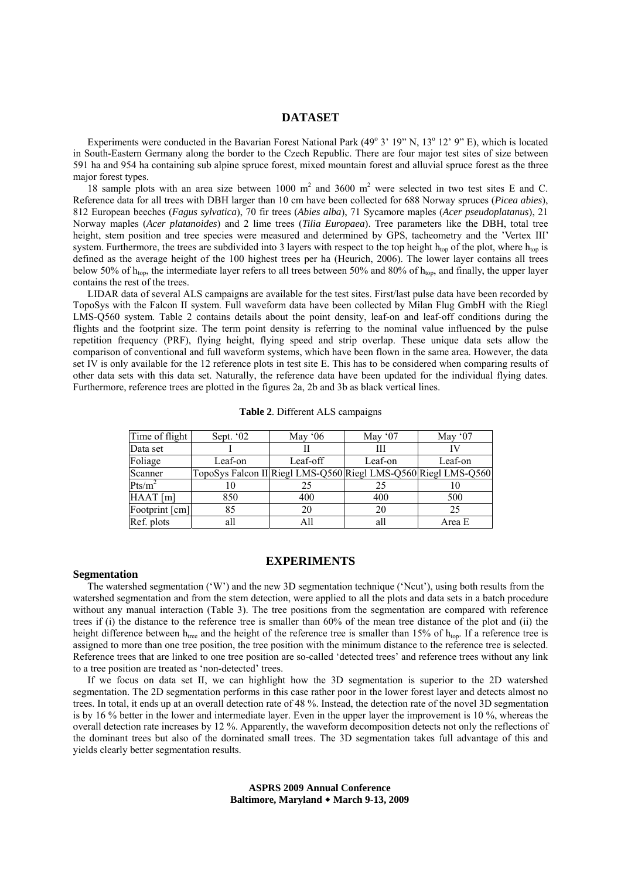## DATASET

Experiments were conducted in the Bavarian Forest National Park (49° 3' 19" N, 13° 12' 9" E), which is located in South-Eastern Germany along the border to the Czech Republic. There are four major test sites of size between 591 ha and 954 ha containing sub alpine spruce forest, mixed mountain forest and alluvial spruce forest as the three major forest types.

18 sample plots with an area size between 1000 $m^2$ and 3600 $m^2$ were selected in two test sites E and C. Reference data for all trees with DBH larger than 10 cm have been collected for 688 Norway spruces (*Picea abies*), 812 European beeches (*Fagus sylvatica*), 70 fir trees (*Abies alba*), 71 Sycamore maples (*Acer pseudoplatanus*), 21 Norway maples (*Acer platanoides*) and 2 lime trees (*Tilia Europaea*). Tree parameters like the DBH, total tree height, stem position and tree species were measured and determined by GPS, tacheometry and the 'Vertex III' system. Furthermore, the trees are subdivided into 3 layers with respect to the top height $h_{top}$ of the plot, where $h_{top}$ is defined as the average height of the 100 highest trees per ha (Heurich, 2006). The lower layer contains all trees below 50% of $h_{top}$, the intermediate layer refers to all trees between 50% and 80% of $h_{top}$, and finally, the upper layer contains the rest of the trees.

LIDAR data of several ALS campaigns are available for the test sites. First/last pulse data have been recorded by TopoSys with the Falcon II system. Full waveform data have been collected by Milan Flug GmbH with the Riegl LMS-Q560 system. Table 2 contains details about the point density, leaf-on and leaf-off conditions during the flights and the footprint size. The term point density is referring to the nominal value influenced by the pulse repetition frequency (PRF), flying height, flying speed and strip overlap. These unique data sets allow the comparison of conventional and full waveform systems, which have been flown in the same area. However, the data set IV is only available for the 12 reference plots in test site E. This has to be considered when comparing results of other data sets with this data set. Naturally, the reference data have been updated for the individual flying dates. Furthermore, reference trees are plotted in the figures 2a, 2b and 3b as black vertical lines.

**Table 2**. Different ALS campaigns

| Time of flight | Sept. '02 | May '06 | May '07 | May '07 |
|---|---|---|---|---|
| Data set | I | II | III | IV |
| Foliage | Leaf-on | Leaf-off | Leaf-on | Leaf-on |
| Scanner | TopoSys Falcon II | Riegl LMS-Q560 | Riegl LMS-Q560 | Riegl LMS-Q560 |
| Pts/$m^2$ | 10 | 25 | 25 | 10 |
| HAAT [m] | 850 | 400 | 400 | 500 |
| Footprint [cm] | 85 | 20 | 20 | 25 |
| Ref. plots | all | All | all | Area E |

## EXPERIMENTS

### Segmentation

The watershed segmentation ('W') and the new 3D segmentation technique ('Ncut'), using both results from the watershed segmentation and from the stem detection, were applied to all the plots and data sets in a batch procedure without any manual interaction (Table 3). The tree positions from the segmentation are compared with reference trees if (i) the distance to the reference tree is smaller than 60% of the mean tree distance of the plot and (ii) the height difference between $h_{tree}$ and the height of the reference tree is smaller than 15% of $h_{top}$. If a reference tree is assigned to more than one tree position, the tree position with the minimum distance to the reference tree is selected. Reference trees that are linked to one tree position are so-called 'detected trees' and reference trees without any link to a tree position are treated as 'non-detected' trees.

If we focus on data set II, we can highlight how the 3D segmentation is superior to the 2D watershed segmentation. The 2D segmentation performs in this case rather poor in the lower forest layer and detects almost no trees. In total, it ends up at an overall detection rate of 48 %. Instead, the detection rate of the novel 3D segmentation is by 16 % better in the lower and intermediate layer. Even in the upper layer the improvement is 10 %, whereas the overall detection rate increases by 12 %. Apparently, the waveform decomposition detects not only the reflections of the dominant trees but also of the dominated small trees. The 3D segmentation takes full advantage of this and yields clearly better segmentation results.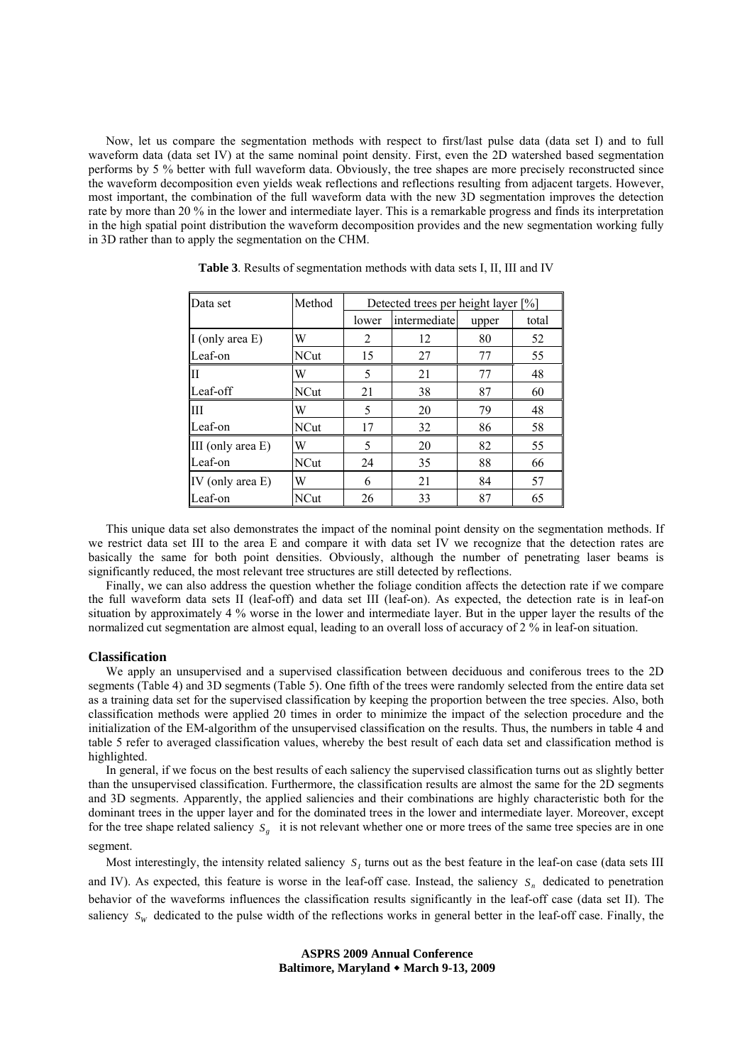Now, let us compare the segmentation methods with respect to first/last pulse data (data set I) and to full waveform data (data set IV) at the same nominal point density. First, even the 2D watershed based segmentation performs by 5 % better with full waveform data. Obviously, the tree shapes are more precisely reconstructed since the waveform decomposition even yields weak reflections and reflections resulting from adjacent targets. However, most important, the combination of the full waveform data with the new 3D segmentation improves the detection rate by more than 20 % in the lower and intermediate layer. This is a remarkable progress and finds its interpretation in the high spatial point distribution the waveform decomposition provides and the new segmentation working fully in 3D rather than to apply the segmentation on the CHM.

**Table 3**. Results of segmentation methods with data sets I, II, III and IV

| Data set | Method | Detected trees per height layer [%] | | | |
|---|---|---|---|---|---|
| | | lower | intermediate | upper | total |
| I (only area E) | W | 2 | 12 | 80 | 52 |
| Leaf-on | NCut | 15 | 27 | 77 | 55 |
| II | W | 5 | 21 | 77 | 48 |
| Leaf-off | NCut | 21 | 38 | 87 | 60 |
| III | W | 5 | 20 | 79 | 48 |
| Leaf-on | NCut | 17 | 32 | 86 | 58 |
| III (only area E) | W | 5 | 20 | 82 | 55 |
| Leaf-on | NCut | 24 | 35 | 88 | 66 |
| IV (only area E) | W | 6 | 21 | 84 | 57 |
| Leaf-on | NCut | 26 | 33 | 87 | 65 |

This unique data set also demonstrates the impact of the nominal point density on the segmentation methods. If we restrict data set III to the area E and compare it with data set IV we recognize that the detection rates are basically the same for both point densities. Obviously, although the number of penetrating laser beams is significantly reduced, the most relevant tree structures are still detected by reflections.

Finally, we can also address the question whether the foliage condition affects the detection rate if we compare the full waveform data sets II (leaf-off) and data set III (leaf-on). As expected, the detection rate is in leaf-on situation by approximately 4 % worse in the lower and intermediate layer. But in the upper layer the results of the normalized cut segmentation are almost equal, leading to an overall loss of accuracy of 2 % in leaf-on situation.

### Classification

We apply an unsupervised and a supervised classification between deciduous and coniferous trees to the 2D segments (Table 4) and 3D segments (Table 5). One fifth of the trees were randomly selected from the entire data set as a training data set for the supervised classification by keeping the proportion between the tree species. Also, both classification methods were applied 20 times in order to minimize the impact of the selection procedure and the initialization of the EM-algorithm of the unsupervised classification on the results. Thus, the numbers in table 4 and table 5 refer to averaged classification values, whereby the best result of each data set and classification method is highlighted.

In general, if we focus on the best results of each saliency the supervised classification turns out as slightly better than the unsupervised classification. Furthermore, the classification results are almost the same for the 2D segments and 3D segments. Apparently, the applied saliencies and their combinations are highly characteristic both for the dominant trees in the upper layer and for the dominated trees in the lower and intermediate layer. Moreover, except for the tree shape related saliency $S_g$ it is not relevant whether one or more trees of the same tree species are in one segment.

Most interestingly, the intensity related saliency $S_I$ turns out as the best feature in the leaf-on case (data sets III and IV). As expected, this feature is worse in the leaf-off case. Instead, the saliency $S_n$ dedicated to penetration behavior of the waveforms influences the classification results significantly in the leaf-off case (data set II). The saliency $S_W$ dedicated to the pulse width of the reflections works in general better in the leaf-off case. Finally, the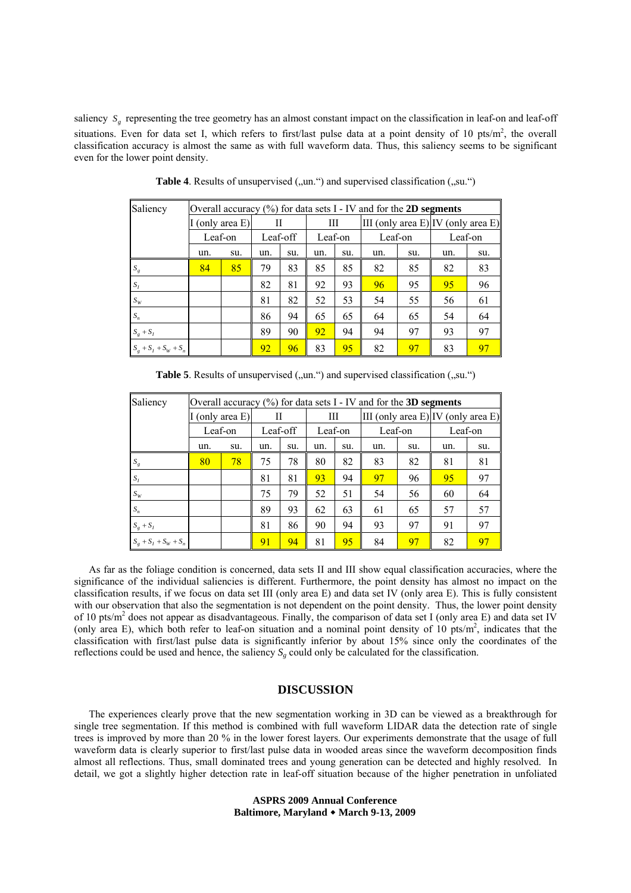saliency $S_g$ representing the tree geometry has an almost constant impact on the classification in leaf-on and leaf-off situations. Even for data set I, which refers to first/last pulse data at a point density of 10 pts/m$^2$, the overall classification accuracy is almost the same as with full waveform data. Thus, this saliency seems to be significant even for the lower point density.

**Table 4**. Results of unsupervised („un.") and supervised classification („su.")

| Saliency | Overall accuracy (%) for data sets I - IV and for the **2D segments** | | | | | | | | | |
|---|---|---|---|---|---|---|---|---|---|---|
| | I (only area E) | | II | | III | | III (only area E) | | IV (only area E) | |
| | Leaf-on | | Leaf-off | | Leaf-on | | Leaf-on | | Leaf-on | |
| | un. | su. | un. | su. | un. | su. | un. | su. | un. | su. |
| $S_g$ | 84 | 85 | 79 | 83 | 85 | 85 | 82 | 85 | 82 | 83 |
| $S_I$ | | | 82 | 81 | 92 | 93 | 96 | 95 | 95 | 96 |
| $S_W$ | | | 81 | 82 | 52 | 53 | 54 | 55 | 56 | 61 |
| $S_n$ | | | 86 | 94 | 65 | 65 | 64 | 65 | 54 | 64 |
| $S_g + S_I$ | | | 89 | 90 | 92 | 94 | 94 | 97 | 93 | 97 |
| $S_g + S_I + S_W + S_n$ | | | 92 | 96 | 83 | 95 | 82 | 97 | 83 | 97 |

**Table 5**. Results of unsupervised („un.") and supervised classification („su.")

| Saliency | Overall accuracy (%) for data sets I - IV and for the **3D segments** | | | | | | | | | |
|---|---|---|---|---|---|---|---|---|---|---|
| | I (only area E) | | II | | III | | III (only area E) | | IV (only area E) | |
| | Leaf-on | | Leaf-off | | Leaf-on | | Leaf-on | | Leaf-on | |
| | un. | su. | un. | su. | un. | su. | un. | su. | un. | su. |
| $S_g$ | 80 | 78 | 75 | 78 | 80 | 82 | 83 | 82 | 81 | 81 |
| $S_I$ | | | 81 | 81 | 93 | 94 | 97 | 96 | 95 | 97 |
| $S_W$ | | | 75 | 79 | 52 | 51 | 54 | 56 | 60 | 64 |
| $S_n$ | | | 89 | 93 | 62 | 63 | 61 | 65 | 57 | 57 |
| $S_g + S_I$ | | | 81 | 86 | 90 | 94 | 93 | 97 | 91 | 97 |
| $S_g + S_I + S_W + S_n$ | | | 91 | 94 | 81 | 95 | 84 | 97 | 82 | 97 |

As far as the foliage condition is concerned, data sets II and III show equal classification accuracies, where the significance of the individual saliencies is different. Furthermore, the point density has almost no impact on the classification results, if we focus on data set III (only area E) and data set IV (only area E). This is fully consistent with our observation that also the segmentation is not dependent on the point density. Thus, the lower point density of 10 pts/m$^2$ does not appear as disadvantageous. Finally, the comparison of data set I (only area E) and data set IV (only area E), which both refer to leaf-on situation and a nominal point density of 10 pts/m$^2$, indicates that the classification with first/last pulse data is significantly inferior by about 15% since only the coordinates of the reflections could be used and hence, the saliency $S_g$ could only be calculated for the classification.

## DISCUSSION

The experiences clearly prove that the new segmentation working in 3D can be viewed as a breakthrough for single tree segmentation. If this method is combined with full waveform LIDAR data the detection rate of single trees is improved by more than 20 % in the lower forest layers. Our experiments demonstrate that the usage of full waveform data is clearly superior to first/last pulse data in wooded areas since the waveform decomposition finds almost all reflections. Thus, small dominated trees and young generation can be detected and highly resolved. In detail, we got a slightly higher detection rate in leaf-off situation because of the higher penetration in unfoliated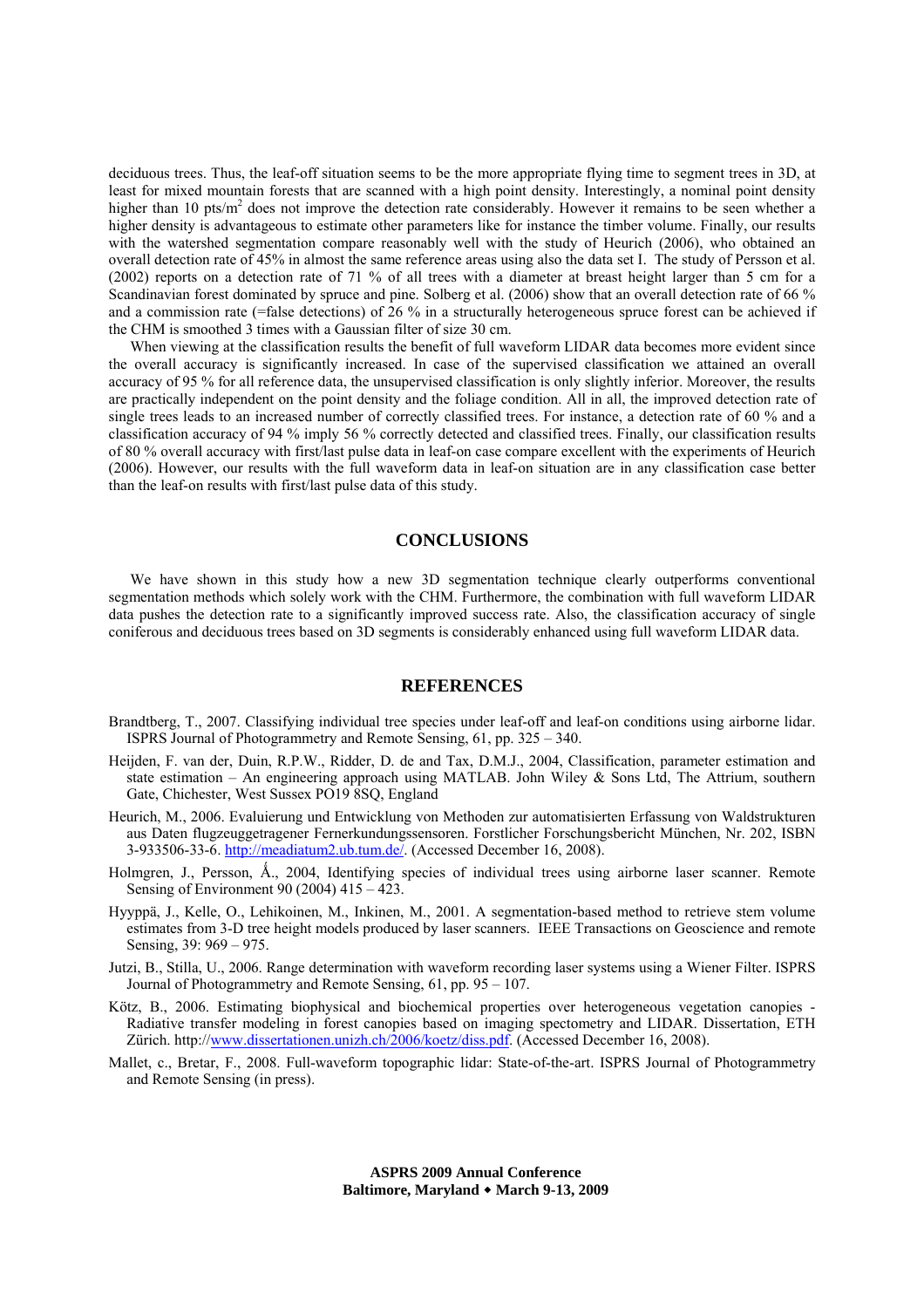deciduous trees. Thus, the leaf-off situation seems to be the more appropriate flying time to segment trees in 3D, at least for mixed mountain forests that are scanned with a high point density. Interestingly, a nominal point density higher than 10 pts/m$^2$ does not improve the detection rate considerably. However it remains to be seen whether a higher density is advantageous to estimate other parameters like for instance the timber volume. Finally, our results with the watershed segmentation compare reasonably well with the study of Heurich (2006), who obtained an overall detection rate of 45% in almost the same reference areas using also the data set I. The study of Persson et al. (2002) reports on a detection rate of 71 % of all trees with a diameter at breast height larger than 5 cm for a Scandinavian forest dominated by spruce and pine. Solberg et al. (2006) show that an overall detection rate of 66 % and a commission rate (=false detections) of 26 % in a structurally heterogeneous spruce forest can be achieved if the CHM is smoothed 3 times with a Gaussian filter of size 30 cm.

When viewing at the classification results the benefit of full waveform LIDAR data becomes more evident since the overall accuracy is significantly increased. In case of the supervised classification we attained an overall accuracy of 95 % for all reference data, the unsupervised classification is only slightly inferior. Moreover, the results are practically independent on the point density and the foliage condition. All in all, the improved detection rate of single trees leads to an increased number of correctly classified trees. For instance, a detection rate of 60 % and a classification accuracy of 94 % imply 56 % correctly detected and classified trees. Finally, our classification results of 80 % overall accuracy with first/last pulse data in leaf-on case compare excellent with the experiments of Heurich (2006). However, our results with the full waveform data in leaf-on situation are in any classification case better than the leaf-on results with first/last pulse data of this study.

## CONCLUSIONS

We have shown in this study how a new 3D segmentation technique clearly outperforms conventional segmentation methods which solely work with the CHM. Furthermore, the combination with full waveform LIDAR data pushes the detection rate to a significantly improved success rate. Also, the classification accuracy of single coniferous and deciduous trees based on 3D segments is considerably enhanced using full waveform LIDAR data.

## REFERENCES

Brandtberg, T., 2007. Classifying individual tree species under leaf-off and leaf-on conditions using airborne lidar. ISPRS Journal of Photogrammetry and Remote Sensing, 61, pp. 325 – 340.

Heijden, F. van der, Duin, R.P.W., Ridder, D. de and Tax, D.M.J., 2004, Classification, parameter estimation and state estimation – An engineering approach using MATLAB. John Wiley & Sons Ltd, The Attrium, southern Gate, Chichester, West Sussex PO19 8SQ, England

Heurich, M., 2006. Evaluierung und Entwicklung von Methoden zur automatisierten Erfassung von Waldstrukturen aus Daten flugzeuggetragener Fernerkundungssensoren. Forstlicher Forschungsbericht München, Nr. 202, ISBN 3-933506-33-6. http://meadiatum2.ub.tum.de/. (Accessed December 16, 2008).

Holmgren, J., Persson, Á., 2004, Identifying species of individual trees using airborne laser scanner. Remote Sensing of Environment 90 (2004) 415 – 423.

Hyyppä, J., Kelle, O., Lehikoinen, M., Inkinen, M., 2001. A segmentation-based method to retrieve stem volume estimates from 3-D tree height models produced by laser scanners. IEEE Transactions on Geoscience and remote Sensing, 39: 969 – 975.

Jutzi, B., Stilla, U., 2006. Range determination with waveform recording laser systems using a Wiener Filter. ISPRS Journal of Photogrammetry and Remote Sensing, 61, pp. 95 – 107.

Kötz, B., 2006. Estimating biophysical and biochemical properties over heterogeneous vegetation canopies - Radiative transfer modeling in forest canopies based on imaging spectometry and LIDAR. Dissertation, ETH Zürich. http://www.dissertationen.unizh.ch/2006/koetz/diss.pdf. (Accessed December 16, 2008).

Mallet, c., Bretar, F., 2008. Full-waveform topographic lidar: State-of-the-art. ISPRS Journal of Photogrammetry and Remote Sensing (in press).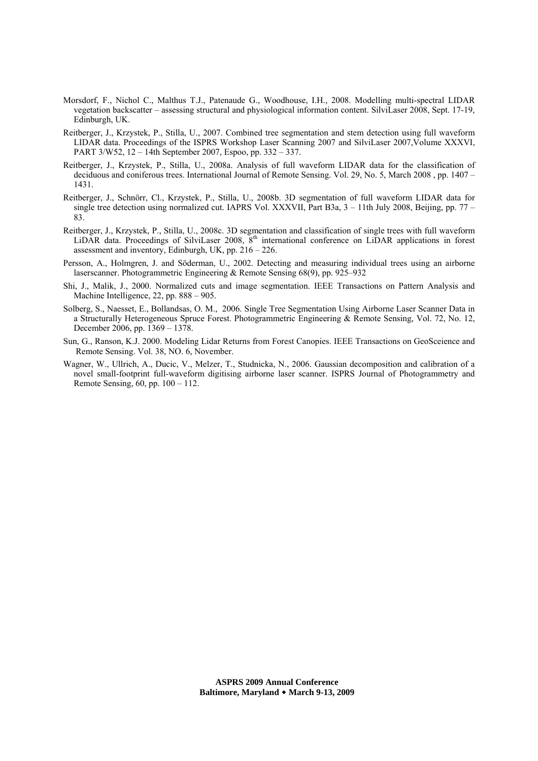Morsdorf, F., Nichol C., Malthus T.J., Patenaude G., Woodhouse, I.H., 2008. Modelling multi-spectral LIDAR vegetation backscatter – assessing structural and physiological information content. SilviLaser 2008, Sept. 17-19, Edinburgh, UK.

Reitberger, J., Krzystek, P., Stilla, U., 2007. Combined tree segmentation and stem detection using full waveform LIDAR data. Proceedings of the ISPRS Workshop Laser Scanning 2007 and SilviLaser 2007,Volume XXXVI, PART 3/W52, 12 – 14th September 2007, Espoo, pp. 332 – 337.

Reitberger, J., Krzystek, P., Stilla, U., 2008a. Analysis of full waveform LIDAR data for the classification of deciduous and coniferous trees. International Journal of Remote Sensing. Vol. 29, No. 5, March 2008 , pp. 1407 – 1431.

Reitberger, J., Schnörr, Cl., Krzystek, P., Stilla, U., 2008b. 3D segmentation of full waveform LIDAR data for single tree detection using normalized cut. IAPRS Vol. XXXVII, Part B3a, 3 – 11th July 2008, Beijing, pp. 77 – 83.

Reitberger, J., Krzystek, P., Stilla, U., 2008c. 3D segmentation and classification of single trees with full waveform LiDAR data. Proceedings of SilviLaser 2008, 8th international conference on LiDAR applications in forest assessment and inventory, Edinburgh, UK, pp. 216 – 226.

Persson, A., Holmgren, J. and Söderman, U., 2002. Detecting and measuring individual trees using an airborne laserscanner. Photogrammetric Engineering & Remote Sensing 68(9), pp. 925–932

Shi, J., Malik, J., 2000. Normalized cuts and image segmentation. IEEE Transactions on Pattern Analysis and Machine Intelligence, 22, pp. 888 – 905.

Solberg, S., Naesset, E., Bollandsas, O. M., 2006. Single Tree Segmentation Using Airborne Laser Scanner Data in a Structurally Heterogeneous Spruce Forest. Photogrammetric Engineering & Remote Sensing, Vol. 72, No. 12, December 2006, pp. 1369 – 1378.

Sun, G., Ranson, K.J. 2000. Modeling Lidar Returns from Forest Canopies. IEEE Transactions on GeoSceience and Remote Sensing. Vol. 38, NO. 6, November.

Wagner, W., Ullrich, A., Ducic, V., Melzer, T., Studnicka, N., 2006. Gaussian decomposition and calibration of a novel small-footprint full-waveform digitising airborne laser scanner. ISPRS Journal of Photogrammetry and Remote Sensing, 60, pp. 100 – 112.